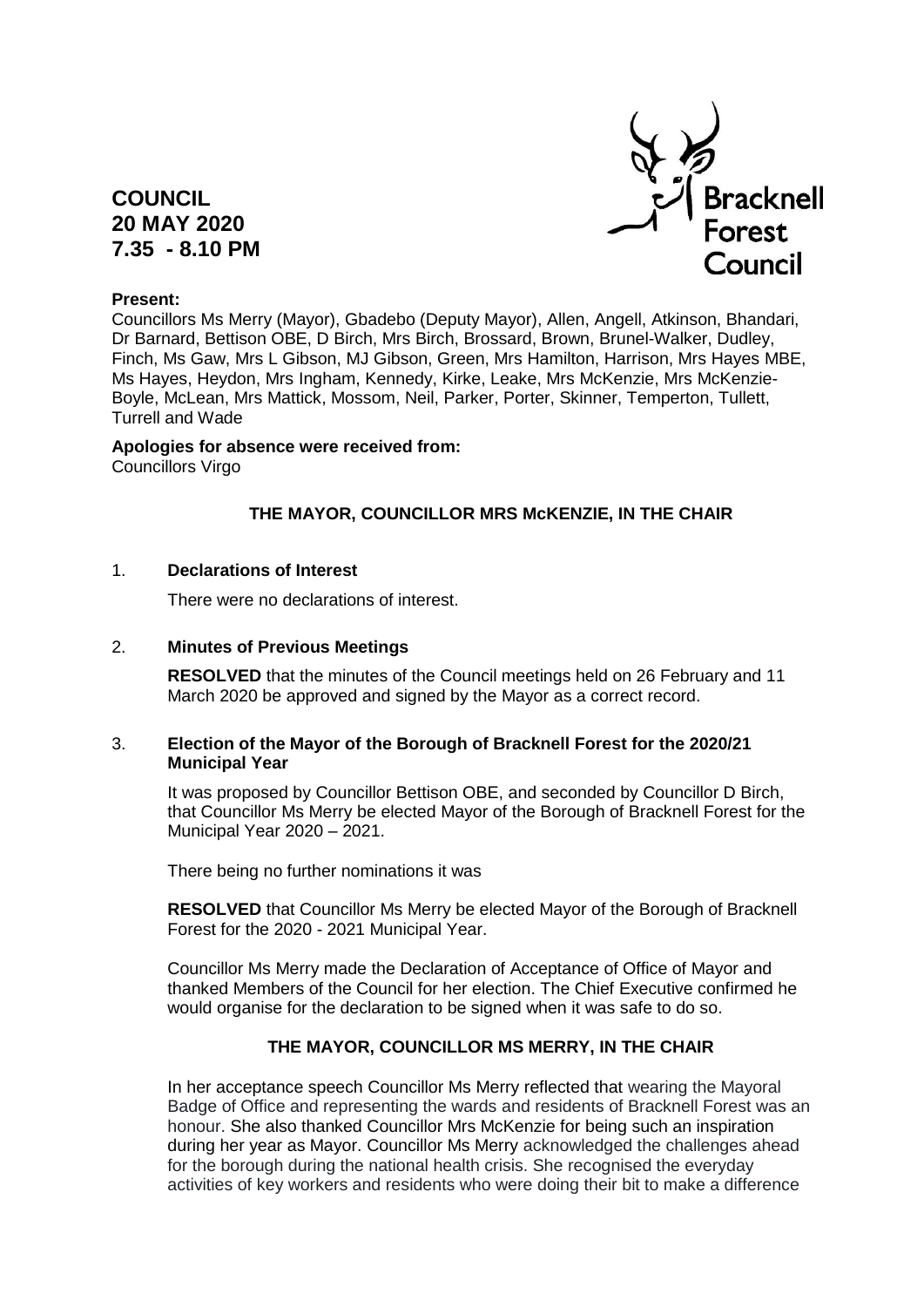# COUNCIL
## 20 MAY 2020
## 7.35 - 8.10 PM

**Present:**
Councillors Ms Merry (Mayor), Gbadebo (Deputy Mayor), Allen, Angell, Atkinson, Bhandari, Dr Barnard, Bettison OBE, D Birch, Mrs Birch, Brossard, Brown, Brunel-Walker, Dudley, Finch, Ms Gaw, Mrs L Gibson, MJ Gibson, Green, Mrs Hamilton, Harrison, Mrs Hayes MBE, Ms Hayes, Heydon, Mrs Ingham, Kennedy, Kirke, Leake, Mrs McKenzie, Mrs McKenzie-Boyle, McLean, Mrs Mattick, Mossom, Neil, Parker, Porter, Skinner, Temperton, Tullett, Turrell and Wade

**Apologies for absence were received from:**
Councillors Virgo

**THE MAYOR, COUNCILLOR MRS McKENZIE, IN THE CHAIR**

1. **Declarations of Interest**

   There were no declarations of interest.

2. **Minutes of Previous Meetings**

   **RESOLVED** that the minutes of the Council meetings held on 26 February and 11 March 2020 be approved and signed by the Mayor as a correct record.

3. **Election of the Mayor of the Borough of Bracknell Forest for the 2020/21 Municipal Year**

   It was proposed by Councillor Bettison OBE, and seconded by Councillor D Birch, that Councillor Ms Merry be elected Mayor of the Borough of Bracknell Forest for the Municipal Year 2020 – 2021.

   There being no further nominations it was

   **RESOLVED** that Councillor Ms Merry be elected Mayor of the Borough of Bracknell Forest for the 2020 - 2021 Municipal Year.

   Councillor Ms Merry made the Declaration of Acceptance of Office of Mayor and thanked Members of the Council for her election. The Chief Executive confirmed he would organise for the declaration to be signed when it was safe to do so.

   **THE MAYOR, COUNCILLOR MS MERRY, IN THE CHAIR**

   In her acceptance speech Councillor Ms Merry reflected that wearing the Mayoral Badge of Office and representing the wards and residents of Bracknell Forest was an honour. She also thanked Councillor Mrs McKenzie for being such an inspiration during her year as Mayor. Councillor Ms Merry acknowledged the challenges ahead for the borough during the national health crisis. She recognised the everyday activities of key workers and residents who were doing their bit to make a difference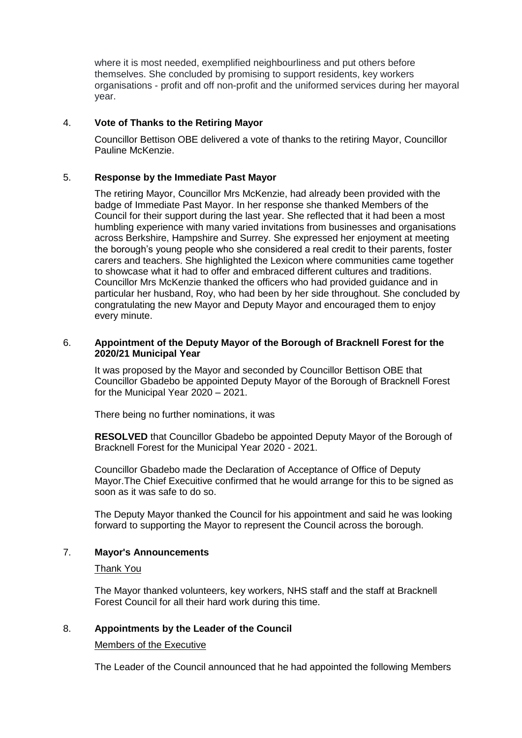where it is most needed, exemplified neighbourliness and put others before themselves. She concluded by promising to support residents, key workers organisations - profit and off non-profit and the uniformed services during her mayoral year.

## 4. **Vote of Thanks to the Retiring Mayor**

Councillor Bettison OBE delivered a vote of thanks to the retiring Mayor, Councillor Pauline McKenzie.

## 5. **Response by the Immediate Past Mayor**

The retiring Mayor, Councillor Mrs McKenzie, had already been provided with the badge of Immediate Past Mayor. In her response she thanked Members of the Council for their support during the last year. She reflected that it had been a most humbling experience with many varied invitations from businesses and organisations across Berkshire, Hampshire and Surrey. She expressed her enjoyment at meeting the borough's young people who she considered a real credit to their parents, foster carers and teachers. She highlighted the Lexicon where communities came together to showcase what it had to offer and embraced different cultures and traditions. Councillor Mrs McKenzie thanked the officers who had provided guidance and in particular her husband, Roy, who had been by her side throughout. She concluded by congratulating the new Mayor and Deputy Mayor and encouraged them to enjoy every minute.

## 6. **Appointment of the Deputy Mayor of the Borough of Bracknell Forest for the 2020/21 Municipal Year**

It was proposed by the Mayor and seconded by Councillor Bettison OBE that Councillor Gbadebo be appointed Deputy Mayor of the Borough of Bracknell Forest for the Municipal Year 2020 – 2021.

There being no further nominations, it was

**RESOLVED** that Councillor Gbadebo be appointed Deputy Mayor of the Borough of Bracknell Forest for the Municipal Year 2020 - 2021.

Councillor Gbadebo made the Declaration of Acceptance of Office of Deputy Mayor.The Chief Executive confirmed that he would arrange for this to be signed as soon as it was safe to do so.

The Deputy Mayor thanked the Council for his appointment and said he was looking forward to supporting the Mayor to represent the Council across the borough.

## 7. **Mayor's Announcements**

Thank You

The Mayor thanked volunteers, key workers, NHS staff and the staff at Bracknell Forest Council for all their hard work during this time.

## 8. **Appointments by the Leader of the Council**

Members of the Executive

The Leader of the Council announced that he had appointed the following Members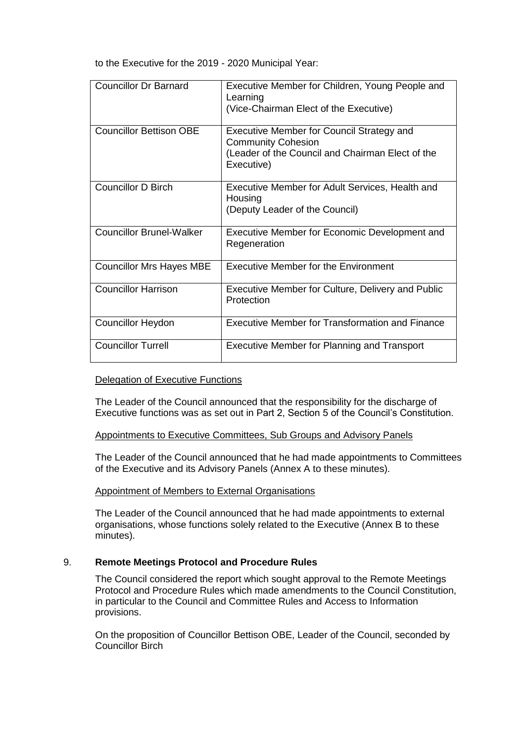to the Executive for the 2019 - 2020 Municipal Year:

| | |
|---|---|
| Councillor Dr Barnard | Executive Member for Children, Young People and Learning<br>(Vice-Chairman Elect of the Executive) |
| Councillor Bettison OBE | Executive Member for Council Strategy and Community Cohesion<br>(Leader of the Council and Chairman Elect of the Executive) |
| Councillor D Birch | Executive Member for Adult Services, Health and Housing<br>(Deputy Leader of the Council) |
| Councillor Brunel-Walker | Executive Member for Economic Development and Regeneration |
| Councillor Mrs Hayes MBE | Executive Member for the Environment |
| Councillor Harrison | Executive Member for Culture, Delivery and Public Protection |
| Councillor Heydon | Executive Member for Transformation and Finance |
| Councillor Turrell | Executive Member for Planning and Transport |

Delegation of Executive Functions

The Leader of the Council announced that the responsibility for the discharge of Executive functions was as set out in Part 2, Section 5 of the Council's Constitution.

Appointments to Executive Committees, Sub Groups and Advisory Panels

The Leader of the Council announced that he had made appointments to Committees of the Executive and its Advisory Panels (Annex A to these minutes).

Appointment of Members to External Organisations

The Leader of the Council announced that he had made appointments to external organisations, whose functions solely related to the Executive (Annex B to these minutes).

## 9. **Remote Meetings Protocol and Procedure Rules**

The Council considered the report which sought approval to the Remote Meetings Protocol and Procedure Rules which made amendments to the Council Constitution, in particular to the Council and Committee Rules and Access to Information provisions.

On the proposition of Councillor Bettison OBE, Leader of the Council, seconded by Councillor Birch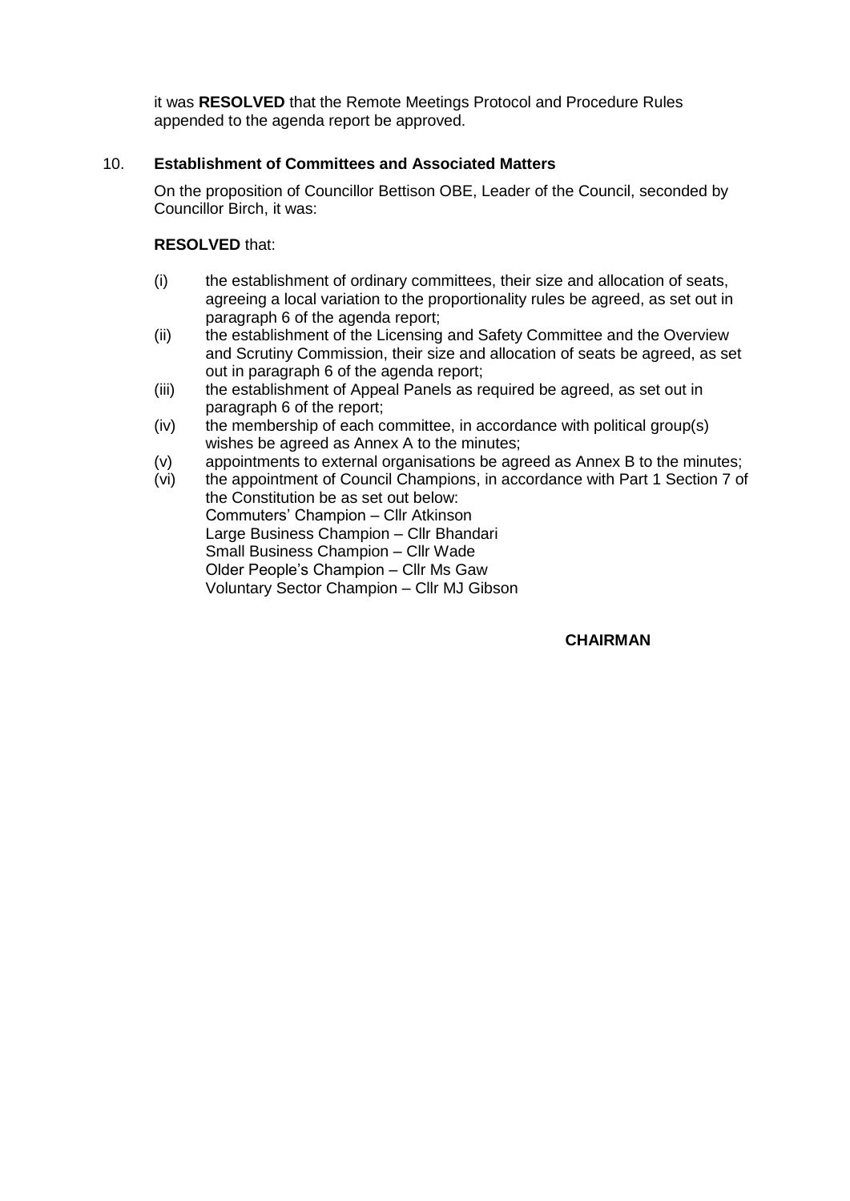it was **RESOLVED** that the Remote Meetings Protocol and Procedure Rules appended to the agenda report be approved.

10. **Establishment of Committees and Associated Matters**

On the proposition of Councillor Bettison OBE, Leader of the Council, seconded by Councillor Birch, it was:

**RESOLVED** that:

(i) the establishment of ordinary committees, their size and allocation of seats, agreeing a local variation to the proportionality rules be agreed, as set out in paragraph 6 of the agenda report;

(ii) the establishment of the Licensing and Safety Committee and the Overview and Scrutiny Commission, their size and allocation of seats be agreed, as set out in paragraph 6 of the agenda report;

(iii) the establishment of Appeal Panels as required be agreed, as set out in paragraph 6 of the report;

(iv) the membership of each committee, in accordance with political group(s) wishes be agreed as Annex A to the minutes;

(v) appointments to external organisations be agreed as Annex B to the minutes;

(vi) the appointment of Council Champions, in accordance with Part 1 Section 7 of the Constitution be as set out below:
Commuters' Champion – Cllr Atkinson
Large Business Champion – Cllr Bhandari
Small Business Champion – Cllr Wade
Older People's Champion – Cllr Ms Gaw
Voluntary Sector Champion – Cllr MJ Gibson

**CHAIRMAN**